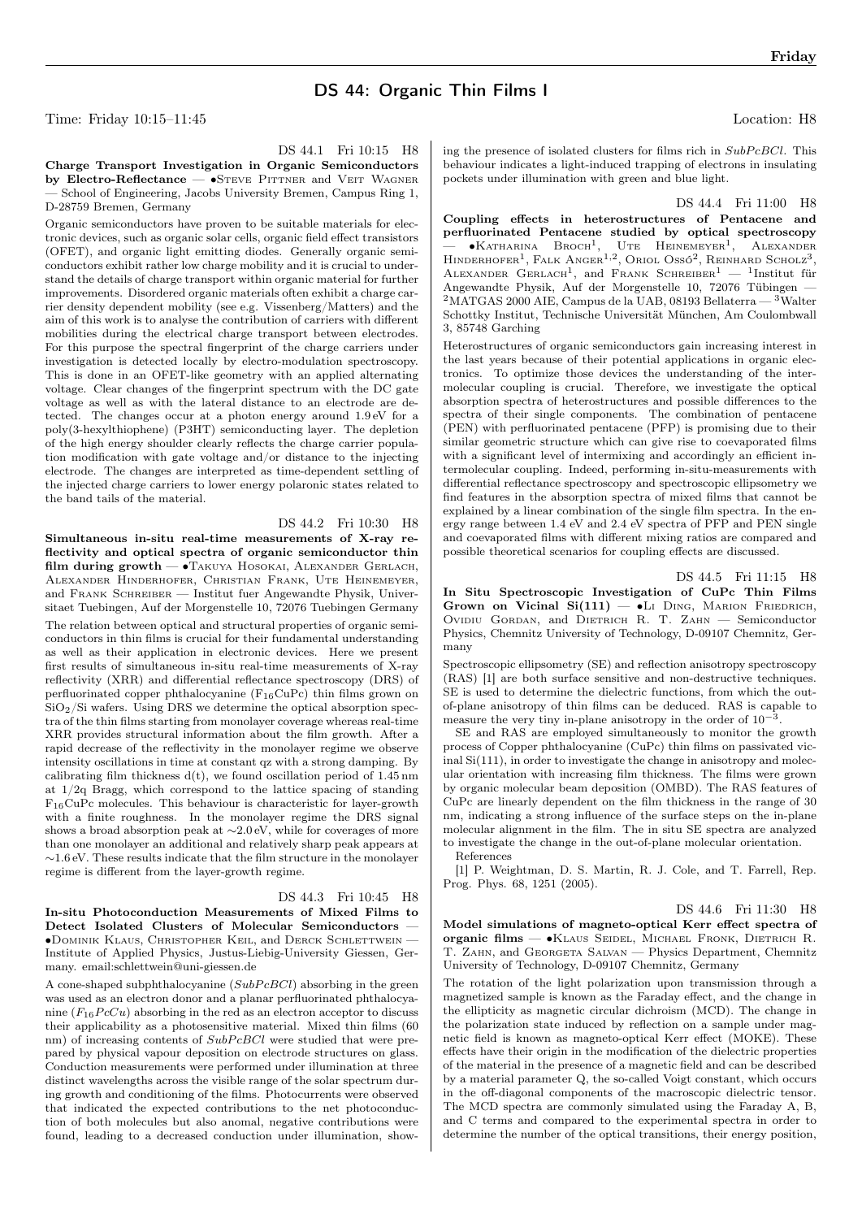# DS 44: Organic Thin Films I

Time: Friday 10:15–11:45 Location: H8

DS 44.1 Fri 10:15 H8

**Charge Transport Investigation in Organic Semiconductors by Electro-Reflectance** — •Steve Pittner and Veit Wagner — School of Engineering, Jacobs University Bremen, Campus Ring 1, D-28759 Bremen, Germany

Organic semiconductors have proven to be suitable materials for electronic devices, such as organic solar cells, organic field effect transistors (OFET), and organic light emitting diodes. Generally organic semiconductors exhibit rather low charge mobility and it is crucial to understand the details of charge transport within organic material for further improvements. Disordered organic materials often exhibit a charge carrier density dependent mobility (see e.g. Vissenberg/Matters) and the aim of this work is to analyse the contribution of carriers with different mobilities during the electrical charge transport between electrodes. For this purpose the spectral fingerprint of the charge carriers under investigation is detected locally by electro-modulation spectroscopy. This is done in an OFET-like geometry with an applied alternating voltage. Clear changes of the fingerprint spectrum with the DC gate voltage as well as with the lateral distance to an electrode are detected. The changes occur at a photon energy around 1.9 eV for a poly(3-hexylthiophene) (P3HT) semiconducting layer. The depletion of the high energy shoulder clearly reflects the charge carrier population modification with gate voltage and/or distance to the injecting electrode. The changes are interpreted as time-dependent settling of the injected charge carriers to lower energy polaronic states related to the band tails of the material.

DS 44.2 Fri 10:30 H8

**Simultaneous in-situ real-time measurements of X-ray reflectivity and optical spectra of organic semiconductor thin film during growth** — •Takuya Hosokai, Alexander Gerlach, Alexander Hinderhofer, Christian Frank, Ute Heinemeyer, and Frank Schreiber — Institut fuer Angewandte Physik, Universitaet Tuebingen, Auf der Morgenstelle 10, 72076 Tuebingen Germany

The relation between optical and structural properties of organic semiconductors in thin films is crucial for their fundamental understanding as well as their application in electronic devices. Here we present first results of simultaneous in-situ real-time measurements of X-ray reflectivity (XRR) and differential reflectance spectroscopy (DRS) of perfluorinated copper phthalocyanine ($F_{16}$CuPc) thin films grown on $SiO_2$/Si wafers. Using DRS we determine the optical absorption spectra of the thin films starting from monolayer coverage whereas real-time XRR provides structural information about the film growth. After a rapid decrease of the reflectivity in the monolayer regime we observe intensity oscillations in time at constant qz with a strong damping. By calibrating film thickness d(t), we found oscillation period of 1.45 nm at 1/2q Bragg, which correspond to the lattice spacing of standing $F_{16}$CuPc molecules. This behaviour is characteristic for layer-growth with a finite roughness. In the monolayer regime the DRS signal shows a broad absorption peak at ~2.0 eV, while for coverages of more than one monolayer an additional and relatively sharp peak appears at ~1.6 eV. These results indicate that the film structure in the monolayer regime is different from the layer-growth regime.

DS 44.3 Fri 10:45 H8

**In-situ Photoconduction Measurements of Mixed Films to Detect Isolated Clusters of Molecular Semiconductors** — •Dominik Klaus, Christopher Keil, and Derck Schlettwein — Institute of Applied Physics, Justus-Liebig-University Giessen, Germany. email:schlettwein@uni-giessen.de

A cone-shaped subphthalocyanine (*SubPcBCl*) absorbing in the green was used as an electron donor and a planar perfluorinated phthalocyanine ($F_{16}PcCu$) absorbing in the red as an electron acceptor to discuss their applicability as a photosensitive material. Mixed thin films (60 nm) of increasing contents of *SubPcBCl* were studied that were prepared by physical vapour deposition on electrode structures on glass. Conduction measurements were performed under illumination at three distinct wavelengths across the visible range of the solar spectrum during growth and conditioning of the films. Photocurrents were observed that indicated the expected contributions to the net photoconduction of both molecules but also anomal, negative contributions were found, leading to a decreased conduction under illumination, showing the presence of isolated clusters for films rich in *SubPcBCl*. This behaviour indicates a light-induced trapping of electrons in insulating pockets under illumination with green and blue light.

DS 44.4 Fri 11:00 H8

**Coupling effects in heterostructures of Pentacene and perfluorinated Pentacene studied by optical spectroscopy** — •Katharina Broch[1], Ute Heinemeyer[1], Alexander Hinderhofer[1], Falk Anger[1,2], Oriol Ossó[2], Reinhard Scholz[3], Alexander Gerlach[1], and Frank Schreiber[1] — [1]Institut für Angewandte Physik, Auf der Morgenstelle 10, 72076 Tübingen — [2]MATGAS 2000 AIE, Campus de la UAB, 08193 Bellaterra — [3]Walter Schottky Institut, Technische Universität München, Am Coulombwall 3, 85748 Garching

Heterostructures of organic semiconductors gain increasing interest in the last years because of their potential applications in organic electronics. To optimize those devices the understanding of the intermolecular coupling is crucial. Therefore, we investigate the optical absorption spectra of heterostructures and possible differences to the spectra of their single components. The combination of pentacene (PEN) with perfluorinated pentacene (PFP) is promising due to their similar geometric structure which can give rise to coevaporated films with a significant level of intermixing and accordingly an efficient intermolecular coupling. Indeed, performing in-situ-measurements with differential reflectance spectroscopy and spectroscopic ellipsometry we find features in the absorption spectra of mixed films that cannot be explained by a linear combination of the single film spectra. In the energy range between 1.4 eV and 2.4 eV spectra of PFP and PEN single and coevaporated films with different mixing ratios are compared and possible theoretical scenarios for coupling effects are discussed.

DS 44.5 Fri 11:15 H8

**In Situ Spectroscopic Investigation of CuPc Thin Films Grown on Vicinal Si(111)** — •Li Ding, Marion Friedrich, Ovidiu Gordan, and Dietrich R. T. Zahn — Semiconductor Physics, Chemnitz University of Technology, D-09107 Chemnitz, Germany

Spectroscopic ellipsometry (SE) and reflection anisotropy spectroscopy (RAS) [1] are both surface sensitive and non-destructive techniques. SE is used to determine the dielectric functions, from which the out-of-plane anisotropy of thin films can be deduced. RAS is capable to measure the very tiny in-plane anisotropy in the order of $10^{-3}$.

SE and RAS are employed simultaneously to monitor the growth process of Copper phthalocyanine (CuPc) thin films on passivated vicinal Si(111), in order to investigate the change in anisotropy and molecular orientation with increasing film thickness. The films were grown by organic molecular beam deposition (OMBD). The RAS features of CuPc are linearly dependent on the film thickness in the range of 30 nm, indicating a strong influence of the surface steps on the in-plane molecular alignment in the film. The in situ SE spectra are analyzed to investigate the change in the out-of-plane molecular orientation.

References

[1] P. Weightman, D. S. Martin, R. J. Cole, and T. Farrell, Rep. Prog. Phys. 68, 1251 (2005).

DS 44.6 Fri 11:30 H8

**Model simulations of magneto-optical Kerr effect spectra of organic films** — •Klaus Seidel, Michael Fronk, Dietrich R. T. Zahn, and Georgeta Salvan — Physics Department, Chemnitz University of Technology, D-09107 Chemnitz, Germany

The rotation of the light polarization upon transmission through a magnetized sample is known as the Faraday effect, and the change in the ellipticity as magnetic circular dichroism (MCD). The change in the polarization state induced by reflection on a sample under magnetic field is known as magneto-optical Kerr effect (MOKE). These effects have their origin in the modification of the dielectric properties of the material in the presence of a magnetic field and can be described by a material parameter Q, the so-called Voigt constant, which occurs in the off-diagonal components of the macroscopic dielectric tensor. The MCD spectra are commonly simulated using the Faraday A, B, and C terms and compared to the experimental spectra in order to determine the number of the optical transitions, their energy position,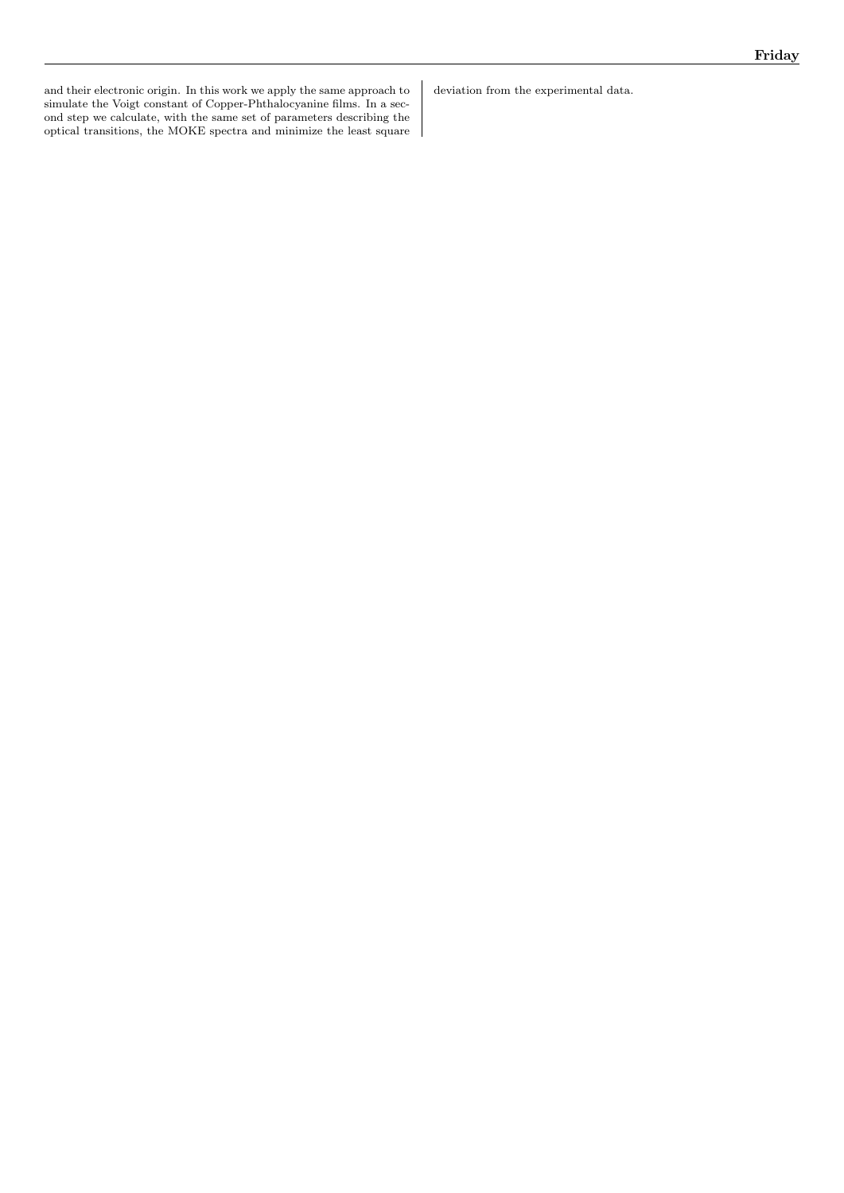and their electronic origin. In this work we apply the same approach to simulate the Voigt constant of Copper-Phthalocyanine films. In a second step we calculate, with the same set of parameters describing the optical transitions, the MOKE spectra and minimize the least square deviation from the experimental data.